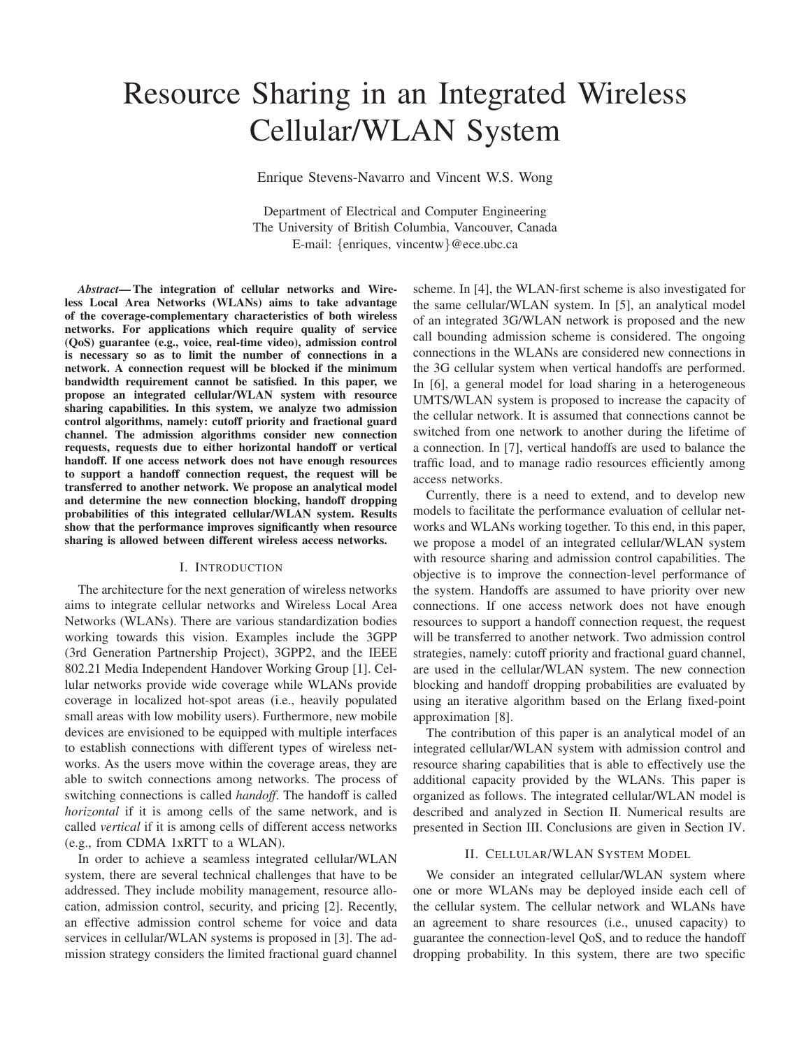# Resource Sharing in an Integrated Wireless Cellular/WLAN System

Enrique Stevens-Navarro and Vincent W.S. Wong

Department of Electrical and Computer Engineering
The University of British Columbia, Vancouver, Canada
E-mail: {enriques, vincentw}@ece.ubc.ca

***Abstract*— The integration of cellular networks and Wireless Local Area Networks (WLANs) aims to take advantage of the coverage-complementary characteristics of both wireless networks. For applications which require quality of service (QoS) guarantee (e.g., voice, real-time video), admission control is necessary so as to limit the number of connections in a network. A connection request will be blocked if the minimum bandwidth requirement cannot be satisfied. In this paper, we propose an integrated cellular/WLAN system with resource sharing capabilities. In this system, we analyze two admission control algorithms, namely: cutoff priority and fractional guard channel. The admission algorithms consider new connection requests, requests due to either horizontal handoff or vertical handoff. If one access network does not have enough resources to support a handoff connection request, the request will be transferred to another network. We propose an analytical model and determine the new connection blocking, handoff dropping probabilities of this integrated cellular/WLAN system. Results show that the performance improves significantly when resource sharing is allowed between different wireless access networks.**

## I. Introduction

The architecture for the next generation of wireless networks aims to integrate cellular networks and Wireless Local Area Networks (WLANs). There are various standardization bodies working towards this vision. Examples include the 3GPP (3rd Generation Partnership Project), 3GPP2, and the IEEE 802.21 Media Independent Handover Working Group [1]. Cellular networks provide wide coverage while WLANs provide coverage in localized hot-spot areas (i.e., heavily populated small areas with low mobility users). Furthermore, new mobile devices are envisioned to be equipped with multiple interfaces to establish connections with different types of wireless networks. As the users move within the coverage areas, they are able to switch connections among networks. The process of switching connections is called *handoff*. The handoff is called *horizontal* if it is among cells of the same network, and is called *vertical* if it is among cells of different access networks (e.g., from CDMA 1xRTT to a WLAN).

In order to achieve a seamless integrated cellular/WLAN system, there are several technical challenges that have to be addressed. They include mobility management, resource allocation, admission control, security, and pricing [2]. Recently, an effective admission control scheme for voice and data services in cellular/WLAN systems is proposed in [3]. The admission strategy considers the limited fractional guard channel scheme. In [4], the WLAN-first scheme is also investigated for the same cellular/WLAN system. In [5], an analytical model of an integrated 3G/WLAN network is proposed and the new call bounding admission scheme is considered. The ongoing connections in the WLANs are considered new connections in the 3G cellular system when vertical handoffs are performed. In [6], a general model for load sharing in a heterogeneous UMTS/WLAN system is proposed to increase the capacity of the cellular network. It is assumed that connections cannot be switched from one network to another during the lifetime of a connection. In [7], vertical handoffs are used to balance the traffic load, and to manage radio resources efficiently among access networks.

Currently, there is a need to extend, and to develop new models to facilitate the performance evaluation of cellular networks and WLANs working together. To this end, in this paper, we propose a model of an integrated cellular/WLAN system with resource sharing and admission control capabilities. The objective is to improve the connection-level performance of the system. Handoffs are assumed to have priority over new connections. If one access network does not have enough resources to support a handoff connection request, the request will be transferred to another network. Two admission control strategies, namely: cutoff priority and fractional guard channel, are used in the cellular/WLAN system. The new connection blocking and handoff dropping probabilities are evaluated by using an iterative algorithm based on the Erlang fixed-point approximation [8].

The contribution of this paper is an analytical model of an integrated cellular/WLAN system with admission control and resource sharing capabilities that is able to effectively use the additional capacity provided by the WLANs. This paper is organized as follows. The integrated cellular/WLAN model is described and analyzed in Section II. Numerical results are presented in Section III. Conclusions are given in Section IV.

## II. Cellular/WLAN System Model

We consider an integrated cellular/WLAN system where one or more WLANs may be deployed inside each cell of the cellular system. The cellular network and WLANs have an agreement to share resources (i.e., unused capacity) to guarantee the connection-level QoS, and to reduce the handoff dropping probability. In this system, there are two specific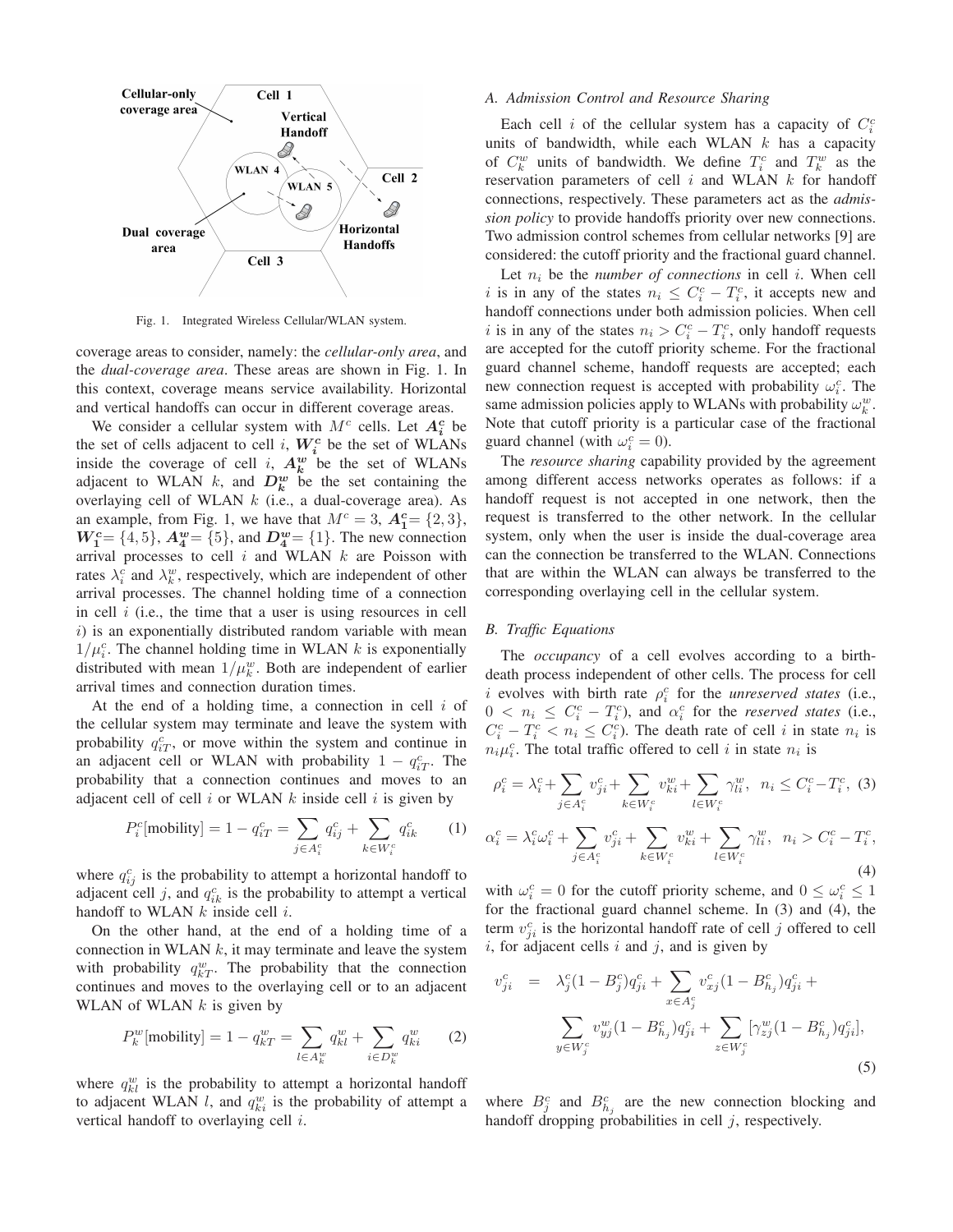Fig. 1. Integrated Wireless Cellular/WLAN system.

coverage areas to consider, namely: the *cellular-only area*, and the *dual-coverage area*. These areas are shown in Fig. 1. In this context, coverage means service availability. Horizontal and vertical handoffs can occur in different coverage areas.

We consider a cellular system with $M^c$ cells. Let $\boldsymbol{A_i^c}$ be the set of cells adjacent to cell $i$, $\boldsymbol{W_i^c}$ be the set of WLANs inside the coverage of cell $i$, $\boldsymbol{A_k^w}$ be the set of WLANs adjacent to WLAN $k$, and $\boldsymbol{D_k^w}$ be the set containing the overlaying cell of WLAN $k$ (i.e., a dual-coverage area). As an example, from Fig. 1, we have that $M^c = 3$, $\boldsymbol{A_1^c} = \{2, 3\}$, $\boldsymbol{W_1^c} = \{4, 5\}$, $\boldsymbol{A_4^w} = \{5\}$, and $\boldsymbol{D_4^w} = \{1\}$. The new connection arrival processes to cell $i$ and WLAN $k$ are Poisson with rates $\lambda_i^c$ and $\lambda_k^w$, respectively, which are independent of other arrival processes. The channel holding time of a connection in cell $i$ (i.e., the time that a user is using resources in cell $i$) is an exponentially distributed random variable with mean $1/\mu_i^c$. The channel holding time in WLAN $k$ is exponentially distributed with mean $1/\mu_k^w$. Both are independent of earlier arrival times and connection duration times.

At the end of a holding time, a connection in cell $i$ of the cellular system may terminate and leave the system with probability $q_{iT}^c$, or move within the system and continue in an adjacent cell or WLAN with probability $1 - q_{iT}^c$. The probability that a connection continues and moves to an adjacent cell of cell $i$ or WLAN $k$ inside cell $i$ is given by

$$P_i^c[\text{mobility}] = 1 - q_{iT}^c = \sum_{j \in A_i^c} q_{ij}^c + \sum_{k \in W_i^c} q_{ik}^c \qquad (1)$$

where $q_{ij}^c$ is the probability to attempt a horizontal handoff to adjacent cell $j$, and $q_{ik}^c$ is the probability to attempt a vertical handoff to WLAN $k$ inside cell $i$.

On the other hand, at the end of a holding time of a connection in WLAN $k$, it may terminate and leave the system with probability $q_{kT}^w$. The probability that the connection continues and moves to the overlaying cell or to an adjacent WLAN of WLAN $k$ is given by

$$P_k^w[\text{mobility}] = 1 - q_{kT}^w = \sum_{l \in A_k^w} q_{kl}^w + \sum_{i \in D_k^w} q_{ki}^w \qquad (2)$$

where $q_{kl}^w$ is the probability to attempt a horizontal handoff to adjacent WLAN $l$, and $q_{ki}^w$ is the probability of attempt a vertical handoff to overlaying cell $i$.

### A. Admission Control and Resource Sharing

Each cell $i$ of the cellular system has a capacity of $C_i^c$ units of bandwidth, while each WLAN $k$ has a capacity of $C_k^w$ units of bandwidth. We define $T_i^c$ and $T_k^w$ as the reservation parameters of cell $i$ and WLAN $k$ for handoff connections, respectively. These parameters act as the *admission policy* to provide handoffs priority over new connections. Two admission control schemes from cellular networks [9] are considered: the cutoff priority and the fractional guard channel.

Let $n_i$ be the *number of connections* in cell $i$. When cell $i$ is in any of the states $n_i \leq C_i^c - T_i^c$, it accepts new and handoff connections under both admission policies. When cell $i$ is in any of the states $n_i > C_i^c - T_i^c$, only handoff requests are accepted for the cutoff priority scheme. For the fractional guard channel scheme, handoff requests are accepted; each new connection request is accepted with probability $\omega_i^c$. The same admission policies apply to WLANs with probability $\omega_k^w$. Note that cutoff priority is a particular case of the fractional guard channel (with $\omega_i^c = 0$).

The *resource sharing* capability provided by the agreement among different access networks operates as follows: if a handoff request is not accepted in one network, then the request is transferred to the other network. In the cellular system, only when the user is inside the dual-coverage area can the connection be transferred to the WLAN. Connections that are within the WLAN can always be transferred to the corresponding overlaying cell in the cellular system.

### B. Traffic Equations

The *occupancy* of a cell evolves according to a birth-death process independent of other cells. The process for cell $i$ evolves with birth rate $\rho_i^c$ for the *unreserved states* (i.e., $0 < n_i \leq C_i^c - T_i^c$), and $\alpha_i^c$ for the *reserved states* (i.e., $C_i^c - T_i^c < n_i \leq C_i^c$). The death rate of cell $i$ in state $n_i$ is $n_i \mu_i^c$. The total traffic offered to cell $i$ in state $n_i$ is

$$\rho_i^c = \lambda_i^c + \sum_{j \in A_i^c} v_{ji}^c + \sum_{k \in W_i^c} v_{ki}^w + \sum_{l \in W_i^c} \gamma_{li}^w, \quad n_i \leq C_i^c - T_i^c, \qquad (3)$$

$$\alpha_i^c = \lambda_i^c \omega_i^c + \sum_{j \in A_i^c} v_{ji}^c + \sum_{k \in W_i^c} v_{ki}^w + \sum_{l \in W_i^c} \gamma_{li}^w, \quad n_i > C_i^c - T_i^c, \qquad (4)$$

with $\omega_i^c = 0$ for the cutoff priority scheme, and $0 \leq \omega_i^c \leq 1$ for the fractional guard channel scheme. In (3) and (4), the term $v_{ji}^c$ is the horizontal handoff rate of cell $j$ offered to cell $i$, for adjacent cells $i$ and $j$, and is given by

$$\begin{aligned} v_{ji}^c \;=\; & \lambda_j^c (1 - B_j^c) q_{ji}^c + \sum_{x \in A_j^c} v_{xj}^c (1 - B_{h_j}^c) q_{ji}^c + \\ & \sum_{y \in W_j^c} v_{yj}^w (1 - B_{h_j}^c) q_{ji}^c + \sum_{z \in W_j^c} [\gamma_{zj}^w (1 - B_{h_j}^c) q_{ji}^c], \end{aligned} \qquad (5)$$

where $B_j^c$ and $B_{h_j}^c$ are the new connection blocking and handoff dropping probabilities in cell $j$, respectively.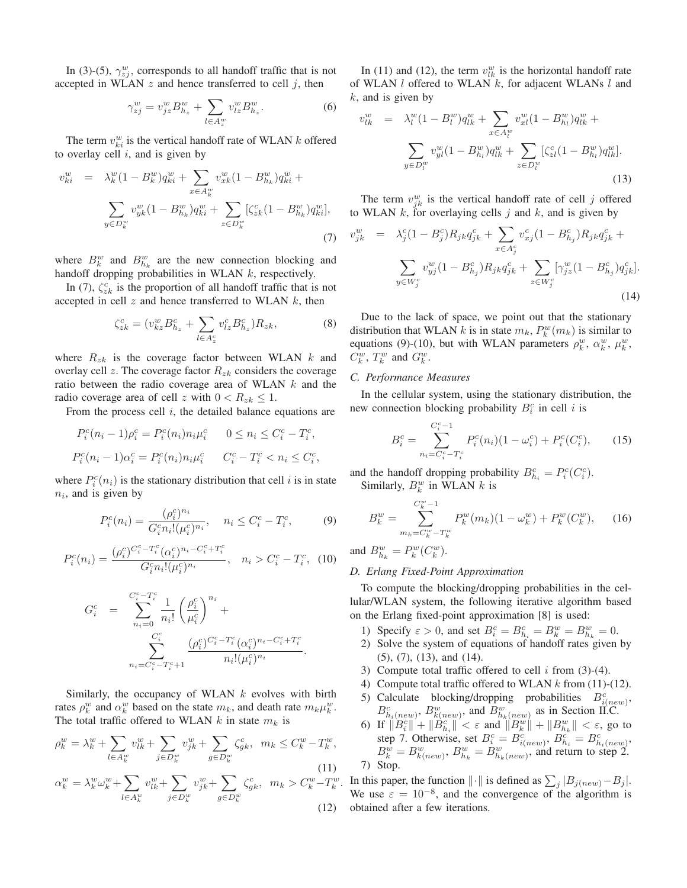In (3)-(5), $\gamma_{zj}^{w}$, corresponds to all handoff traffic that is not accepted in WLAN $z$ and hence transferred to cell $j$, then

$$\gamma_{zj}^{w} = v_{jz}^{w} B_{h_z}^{w} + \sum_{l \in A_z^w} v_{lz}^{w} B_{h_z}^{w}. \tag{6}$$

The term $v_{ki}^{w}$ is the vertical handoff rate of WLAN $k$ offered to overlay cell $i$, and is given by

$$\begin{aligned} v_{ki}^{w} &= \lambda_k^w (1 - B_k^w) q_{ki}^w + \sum_{x \in A_k^w} v_{xk}^w (1 - B_{h_k}^w) q_{ki}^w + \\ &\sum_{y \in D_k^w} v_{yk}^w (1 - B_{h_k}^w) q_{ki}^w + \sum_{z \in D_k^w} [\zeta_{zk}^c (1 - B_{h_k}^w) q_{ki}^w], \end{aligned} \tag{7}$$

where $B_k^w$ and $B_{h_k}^w$ are the new connection blocking and handoff dropping probabilities in WLAN $k$, respectively.

In (7), $\zeta_{zk}^c$ is the proportion of all handoff traffic that is not accepted in cell $z$ and hence transferred to WLAN $k$, then

$$\zeta_{zk}^{c} = (v_{kz}^{w} B_{h_z}^{c} + \sum_{l \in A_z^c} v_{lz}^{c} B_{h_z}^{c}) R_{zk}, \tag{8}$$

where $R_{zk}$ is the coverage factor between WLAN $k$ and overlay cell $z$. The coverage factor $R_{zk}$ considers the coverage ratio between the radio coverage area of WLAN $k$ and the radio coverage area of cell $z$ with $0 < R_{zk} \leq 1$.

From the process cell $i$, the detailed balance equations are

$$P_i^c(n_i - 1)\rho_i^c = P_i^c(n_i) n_i \mu_i^c \qquad 0 \leq n_i \leq C_i^c - T_i^c,$$

$$P_i^c(n_i - 1)\alpha_i^c = P_i^c(n_i) n_i \mu_i^c \qquad C_i^c - T_i^c < n_i \leq C_i^c,$$

where $P_i^c(n_i)$ is the stationary distribution that cell $i$ is in state $n_i$, and is given by

$$P_i^c(n_i) = \frac{(\rho_i^c)^{n_i}}{G_i^c n_i! (\mu_i^c)^{n_i}}, \quad n_i \leq C_i^c - T_i^c, \tag{9}$$

$$P_i^c(n_i) = \frac{(\rho_i^c)^{C_i^c - T_i^c} (\alpha_i^c)^{n_i - C_i^c + T_i^c}}{G_i^c n_i! (\mu_i^c)^{n_i}}, \quad n_i > C_i^c - T_i^c, \tag{10}$$

$$\begin{aligned} G_i^c &= \sum_{n_i=0}^{C_i^c - T_i^c} \frac{1}{n_i!} \left( \frac{\rho_i^c}{\mu_i^c} \right)^{n_i} + \\ &\sum_{n_i = C_i^c - T_i^c + 1}^{C_i^c} \frac{(\rho_i^c)^{C_i^c - T_i^c} (\alpha_i^c)^{n_i - C_i^c + T_i^c}}{n_i! (\mu_i^c)^{n_i}}. \end{aligned}$$

Similarly, the occupancy of WLAN $k$ evolves with birth rates $\rho_k^w$ and $\alpha_k^w$ based on the state $m_k$, and death rate $m_k \mu_k^w$. The total traffic offered to WLAN $k$ in state $m_k$ is

$$\rho_k^w = \lambda_k^w + \sum_{l \in A_k^w} v_{lk}^w + \sum_{j \in D_k^w} v_{jk}^w + \sum_{g \in D_k^w} \zeta_{gk}^c, \quad m_k \leq C_k^w - T_k^w, \tag{11}$$

$$\alpha_k^w = \lambda_k^w \omega_k^w + \sum_{l \in A_k^w} v_{lk}^w + \sum_{j \in D_k^w} v_{jk}^w + \sum_{g \in D_k^w} \zeta_{gk}^c, \quad m_k > C_k^w - T_k^w. \tag{12}$$

In (11) and (12), the term $v_{lk}^w$ is the horizontal handoff rate of WLAN $l$ offered to WLAN $k$, for adjacent WLANs $l$ and $k$, and is given by

$$\begin{aligned} v_{lk}^{w} &= \lambda_l^w (1 - B_l^w) q_{lk}^w + \sum_{x \in A_l^w} v_{xl}^w (1 - B_{h_l}^w) q_{lk}^w + \\ &\sum_{y \in D_l^w} v_{yl}^w (1 - B_{h_l}^w) q_{lk}^w + \sum_{z \in D_l^w} [\zeta_{zl}^c (1 - B_{h_l}^w) q_{lk}^w]. \end{aligned} \tag{13}$$

The term $v_{jk}^w$ is the vertical handoff rate of cell $j$ offered to WLAN $k$, for overlaying cells $j$ and $k$, and is given by

$$\begin{aligned} v_{jk}^{w} &= \lambda_j^c (1 - B_j^c) R_{jk} q_{jk}^c + \sum_{x \in A_j^c} v_{xj}^c (1 - B_{h_j}^c) R_{jk} q_{jk}^c + \\ &\sum_{y \in W_j^c} v_{yj}^w (1 - B_{h_j}^c) R_{jk} q_{jk}^c + \sum_{z \in W_j^c} [\gamma_{jz}^w (1 - B_{h_j}^c) q_{jk}^c]. \end{aligned} \tag{14}$$

Due to the lack of space, we point out that the stationary distribution that WLAN $k$ is in state $m_k$, $P_k^w(m_k)$ is similar to equations (9)-(10), but with WLAN parameters $\rho_k^w$, $\alpha_k^w$, $\mu_k^w$, $C_k^w$, $T_k^w$ and $G_k^w$.

### C. Performance Measures

In the cellular system, using the stationary distribution, the new connection blocking probability $B_i^c$ in cell $i$ is

$$B_i^c = \sum_{n_i = C_i^c - T_i^c}^{C_i^c - 1} P_i^c(n_i)(1 - \omega_i^c) + P_i^c(C_i^c), \tag{15}$$

and the handoff dropping probability $B_{h_i}^c = P_i^c(C_i^c)$.

Similarly, $B_k^w$ in WLAN $k$ is

$$B_k^w = \sum_{m_k = C_k^w - T_k^w}^{C_k^w - 1} P_k^w(m_k)(1 - \omega_k^w) + P_k^w(C_k^w), \tag{16}$$

and $B_{h_k}^w = P_k^w(C_k^w)$.

### D. Erlang Fixed-Point Approximation

To compute the blocking/dropping probabilities in the cellular/WLAN system, the following iterative algorithm based on the Erlang fixed-point approximation [8] is used:

1) Specify $\varepsilon > 0$, and set $B_i^c = B_{h_i}^c = B_k^w = B_{h_k}^w = 0$.
2) Solve the system of equations of handoff rates given by (5), (7), (13), and (14).
3) Compute total traffic offered to cell $i$ from (3)-(4).
4) Compute total traffic offered to WLAN $k$ from (11)-(12).
5) Calculate blocking/dropping probabilities $B_{i(new)}^c$, $B_{h_i(new)}^c$, $B_{k(new)}^w$, and $B_{h_k(new)}^w$ as in Section II.C.
6) If $\|B_i^c\| + \|B_{h_i}^c\| < \varepsilon$ and $\|B_k^w\| + \|B_{h_k}^w\| < \varepsilon$, go to step 7. Otherwise, set $B_i^c = B_{i(new)}^c$, $B_{h_i}^c = B_{h_i(new)}^c$, $B_k^w = B_{k(new)}^w$, $B_{h_k}^w = B_{h_k(new)}^w$, and return to step 2.
7) Stop.

In this paper, the function $\|\cdot\|$ is defined as $\sum_j |B_{j(new)} - B_j|$. We use $\varepsilon = 10^{-8}$, and the convergence of the algorithm is obtained after a few iterations.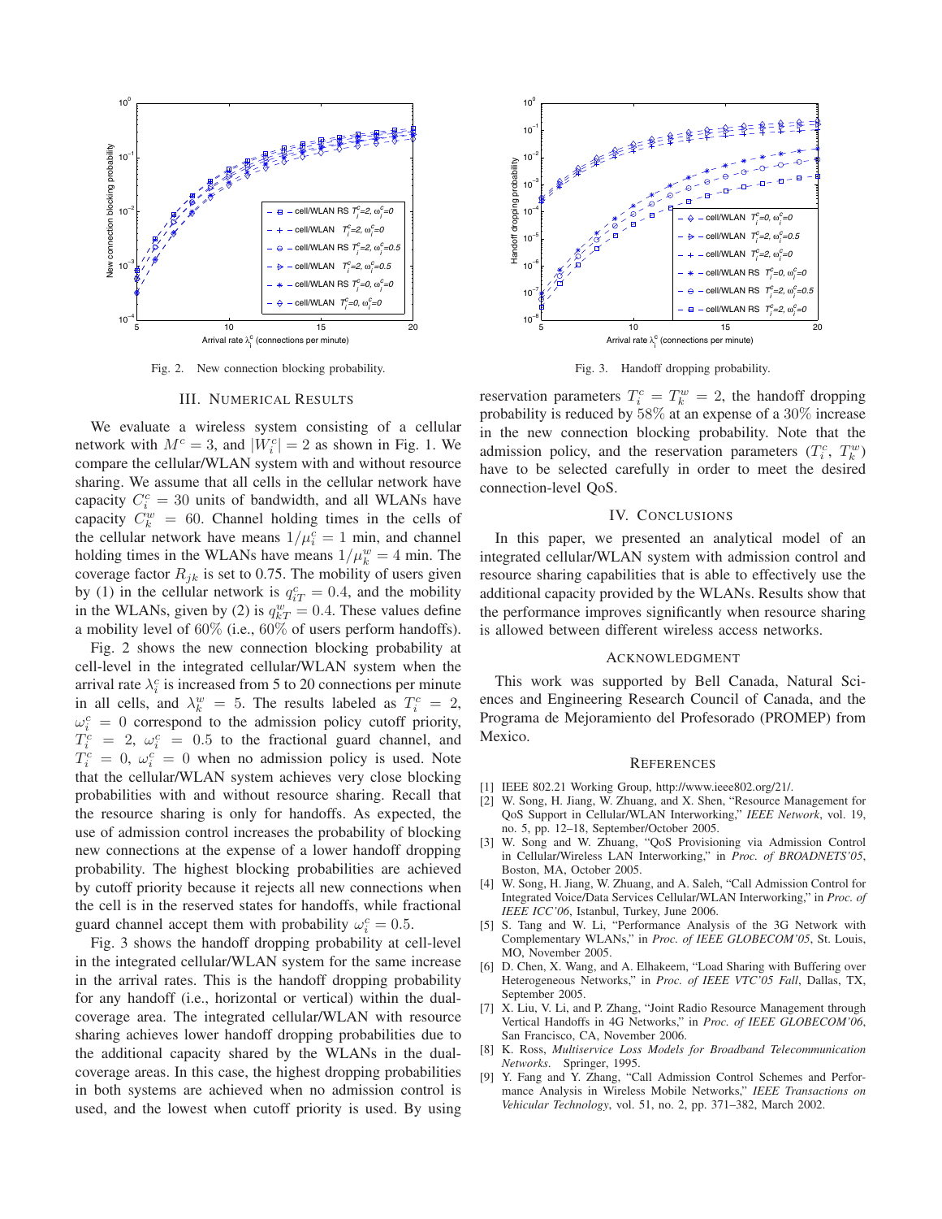10^0

10^-1

10^-2

10^-3

10^-4

New connection blocking probability

5 10 15 20

Arrival rate $\lambda_i^c$ (connections per minute)

cell/WLAN RS $T_i^c$=2, $\omega_i^c$=0

cell/WLAN $T_i^c$=2, $\omega_i^c$=0

cell/WLAN RS $T_i^c$=2, $\omega_i^c$=0.5

cell/WLAN $T_i^c$=2, $\omega_i^c$=0.5

cell/WLAN RS $T_i^c$=0, $\omega_i^c$=0

cell/WLAN $T_i^c$=0, $\omega_i^c$=0

Fig. 2. New connection blocking probability.

10^0

10^-1

10^-2

10^-3

10^-4

10^-5

10^-6

10^-7

10^-8

Handoff dropping probability

5 10 15 20

Arrival rate $\lambda_i^c$ (connections per minute)

cell/WLAN $T_i^c$=0, $\omega_i^c$=0

cell/WLAN $T_i^c$=2, $\omega_i^c$=0.5

cell/WLAN $T_i^c$=2, $\omega_i^c$=0

cell/WLAN RS $T_i^c$=0, $\omega_i^c$=0

cell/WLAN RS $T_i^c$=2, $\omega_i^c$=0.5

cell/WLAN RS $T_i^c$=2, $\omega_i^c$=0

Fig. 3. Handoff dropping probability.

## III. Numerical Results

We evaluate a wireless system consisting of a cellular network with $M^c = 3$, and $|W_i^c| = 2$ as shown in Fig. 1. We compare the cellular/WLAN system with and without resource sharing. We assume that all cells in the cellular network have capacity $C_i^c = 30$ units of bandwidth, and all WLANs have capacity $C_k^w = 60$. Channel holding times in the cells of the cellular network have means $1/\mu_i^c = 1$ min, and channel holding times in the WLANs have means $1/\mu_k^w = 4$ min. The coverage factor $R_{jk}$ is set to 0.75. The mobility of users given by (1) in the cellular network is $q_{iT}^c = 0.4$, and the mobility in the WLANs, given by (2) is $q_{kT}^w = 0.4$. These values define a mobility level of 60% (i.e., 60% of users perform handoffs).

Fig. 2 shows the new connection blocking probability at cell-level in the integrated cellular/WLAN system when the arrival rate $\lambda_i^c$ is increased from 5 to 20 connections per minute in all cells, and $\lambda_k^w = 5$. The results labeled as $T_i^c = 2$, $\omega_i^c = 0$ correspond to the admission policy cutoff priority, $T_i^c = 2$, $\omega_i^c = 0.5$ to the fractional guard channel, and $T_i^c = 0$, $\omega_i^c = 0$ when no admission policy is used. Note that the cellular/WLAN system achieves very close blocking probabilities with and without resource sharing. Recall that the resource sharing is only for handoffs. As expected, the use of admission control increases the probability of blocking new connections at the expense of a lower handoff dropping probability. The highest blocking probabilities are achieved by cutoff priority because it rejects all new connections when the cell is in the reserved states for handoffs, while fractional guard channel accept them with probability $\omega_i^c = 0.5$.

Fig. 3 shows the handoff dropping probability at cell-level in the integrated cellular/WLAN system for the same increase in the arrival rates. This is the handoff dropping probability for any handoff (i.e., horizontal or vertical) within the dual-coverage area. The integrated cellular/WLAN with resource sharing achieves lower handoff dropping probabilities due to the additional capacity shared by the WLANs in the dual-coverage areas. In this case, the highest dropping probabilities in both systems are achieved when no admission control is used, and the lowest when cutoff priority is used. By using reservation parameters $T_i^c = T_k^w = 2$, the handoff dropping probability is reduced by 58% at an expense of a 30% increase in the new connection blocking probability. Note that the admission policy, and the reservation parameters ($T_i^c$, $T_k^w$) have to be selected carefully in order to meet the desired connection-level QoS.

## IV. Conclusions

In this paper, we presented an analytical model of an integrated cellular/WLAN system with admission control and resource sharing capabilities that is able to effectively use the additional capacity provided by the WLANs. Results show that the performance improves significantly when resource sharing is allowed between different wireless access networks.

## Acknowledgment

This work was supported by Bell Canada, Natural Sciences and Engineering Research Council of Canada, and the Programa de Mejoramiento del Profesorado (PROMEP) from Mexico.

## References

[1] IEEE 802.21 Working Group, http://www.ieee802.org/21/.

[2] W. Song, H. Jiang, W. Zhuang, and X. Shen, "Resource Management for QoS Support in Cellular/WLAN Interworking," *IEEE Network*, vol. 19, no. 5, pp. 12–18, September/October 2005.

[3] W. Song and W. Zhuang, "QoS Provisioning via Admission Control in Cellular/Wireless LAN Interworking," in *Proc. of BROADNETS'05*, Boston, MA, October 2005.

[4] W. Song, H. Jiang, W. Zhuang, and A. Saleh, "Call Admission Control for Integrated Voice/Data Services Cellular/WLAN Interworking," in *Proc. of IEEE ICC'06*, Istanbul, Turkey, June 2006.

[5] S. Tang and W. Li, "Performance Analysis of the 3G Network with Complementary WLANs," in *Proc. of IEEE GLOBECOM'05*, St. Louis, MO, November 2005.

[6] D. Chen, X. Wang, and A. Elhakeem, "Load Sharing with Buffering over Heterogeneous Networks," in *Proc. of IEEE VTC'05 Fall*, Dallas, TX, September 2005.

[7] X. Liu, V. Li, and P. Zhang, "Joint Radio Resource Management through Vertical Handoffs in 4G Networks," in *Proc. of IEEE GLOBECOM'06*, San Francisco, CA, November 2006.

[8] K. Ross, *Multiservice Loss Models for Broadband Telecommunication Networks*. Springer, 1995.

[9] Y. Fang and Y. Zhang, "Call Admission Control Schemes and Performance Analysis in Wireless Mobile Networks," *IEEE Transactions on Vehicular Technology*, vol. 51, no. 2, pp. 371–382, March 2002.